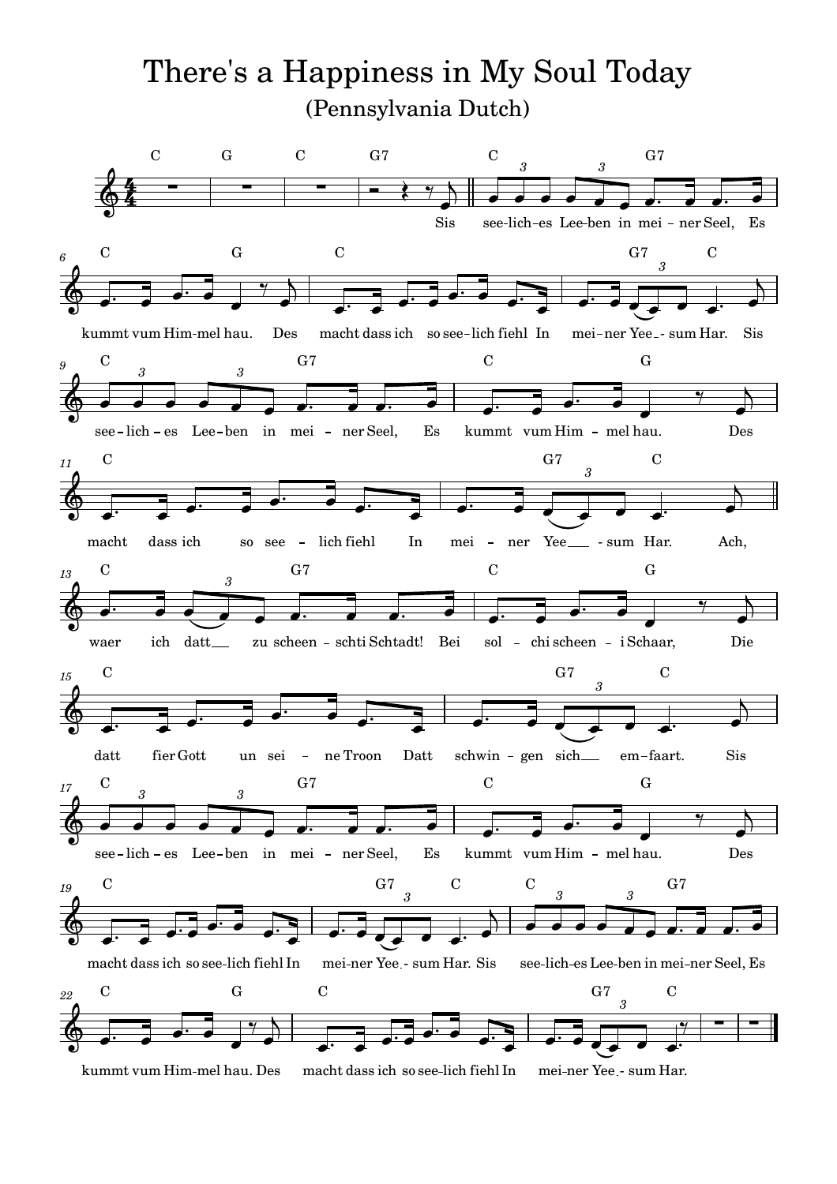# There's a Happiness in My Soul Today

## (Pennsylvania Dutch)

Sis see-lich-es Lee-ben in mei-ner Seel, Es kummt vum Him-mel hau. Des macht dass ich so see-lich fiehl In mei-ner Yee-sum Har.

Sis see-lich-es Lee-ben in mei-ner Seel, Es kummt vum Him-mel hau. Des macht dass ich so see-lich fiehl In mei-ner Yee-sum Har.

Ach, waer ich datt zu scheen-schti Schtadt! Bei sol-chi scheen-i Schaar, Die datt fier Gott un sei-ne Troon Datt schwin-gen sich em-faart.

Sis see-lich-es Lee-ben in mei-ner Seel, Es kummt vum Him-mel hau. Des macht dass ich so see-lich fiehl In mei-ner Yee-sum Har.

Sis see-lich-es Lee-ben in mei-ner Seel, Es kummt vum Him-mel hau. Des macht dass ich so see-lich fiehl In mei-ner Yee-sum Har.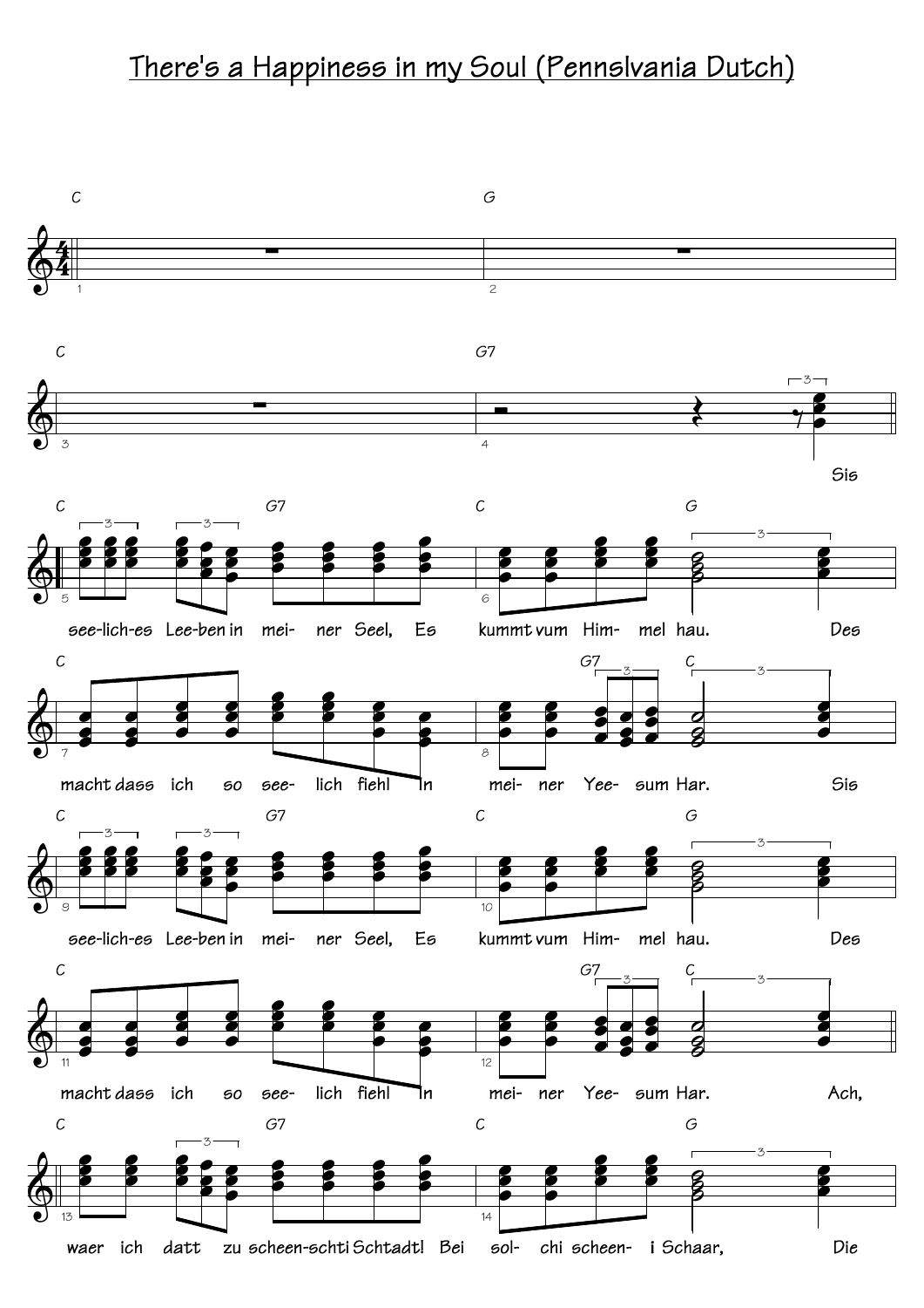# There's a Happiness in my Soul (Pennslvania Dutch)

C G C G7

Sis

C G7 C G

see-lich-es Lee-ben in mei- ner Seel, Es kummt vum Him- mel hau. Des

C G7 C

macht dass ich so see- lich fiehl in mei- ner Yee- sum Har. Sis

C G7 C G

see-lich-es Lee-ben in mei- ner Seel, Es kummt vum Him- mel hau. Des

C G7 C

macht dass ich so see- lich fiehl in mei- ner Yee- sum Har. Ach,

C G7 C G

waer ich datt zu scheen-schti Schtadt! Bei sol- chi scheen- i Schaar, Die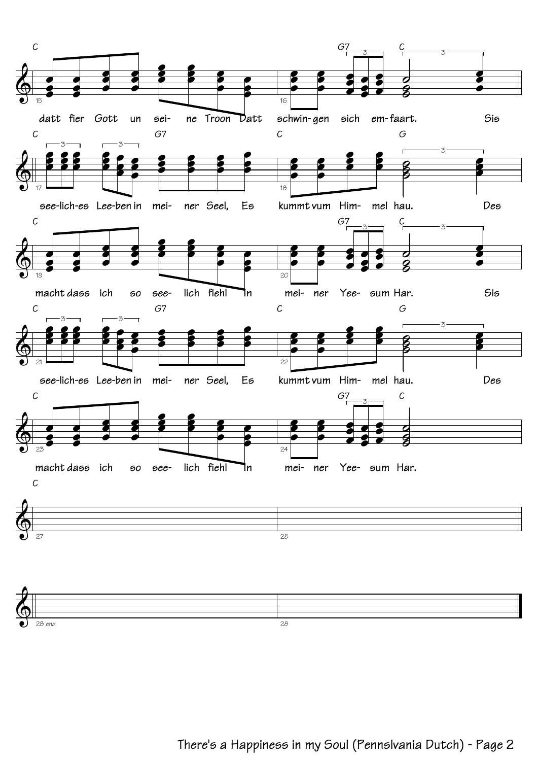C G7 C

datt fier Gott un sei- ne Troon Datt schwin- gen sich em- faart. Sis

C G7 C G

see-lich-es Lee-ben in mei- ner Seel, Es kummt vum Him- mel hau. Des

C G7 C

macht dass ich so see- lich fiehl in mei- ner Yee- sum Har. Sis

C G7 C G

see-lich-es Lee-ben in mei- ner Seel, Es kummt vum Him- mel hau. Des

C G7 C

macht dass ich so see- lich fiehl in mei- ner Yee- sum Har.

C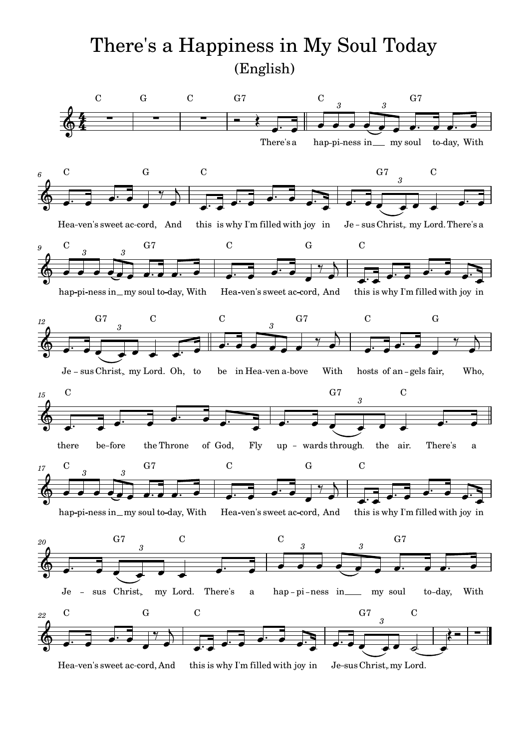# There's a Happiness in My Soul Today

## (English)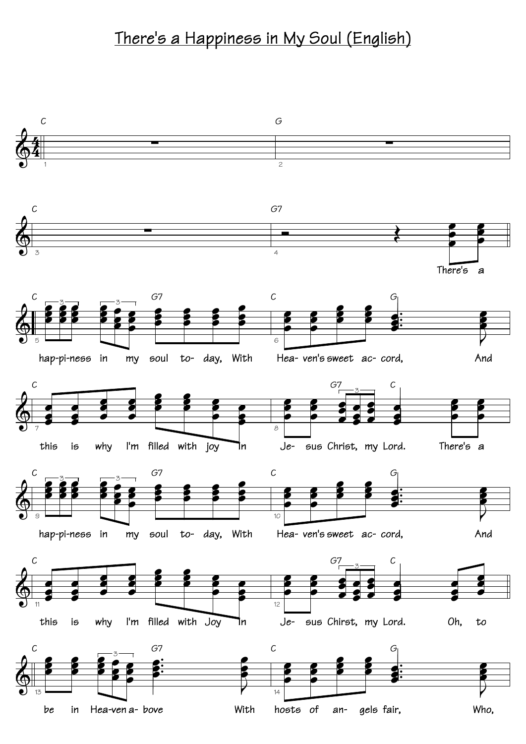# There's a Happiness in My Soul (English)

There's a happiness in my soul today, With Heaven's sweet accord, And this is why I'm filled with joy In Jesus Christ, my Lord. There's a happiness in my soul today, With Heaven's sweet accord, And this is why I'm filled with Joy In Jesus Chirst, my Lord. Oh, to be in Heaven above With hosts of angels fair, Who,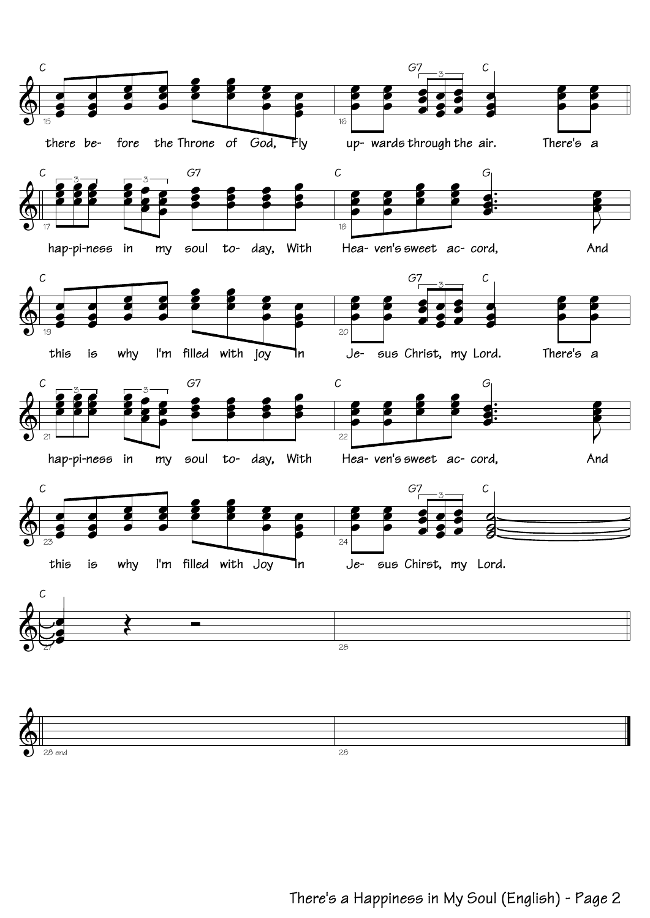C

there be- fore the Throne of God, Fly up- wards through the air. There's a

G7 C

hap-pi-ness in my soul to- day, With Hea- ven's sweet ac- cord, And

C G7 C G

this is why I'm filled with joy in Je- sus Christ, my Lord. There's a

C G7 C

hap-pi-ness in my soul to- day, With Hea- ven's sweet ac- cord, And

C G7 C G

this is why I'm filled with Joy in Je- sus Chirst, my Lord.

C G7 C

C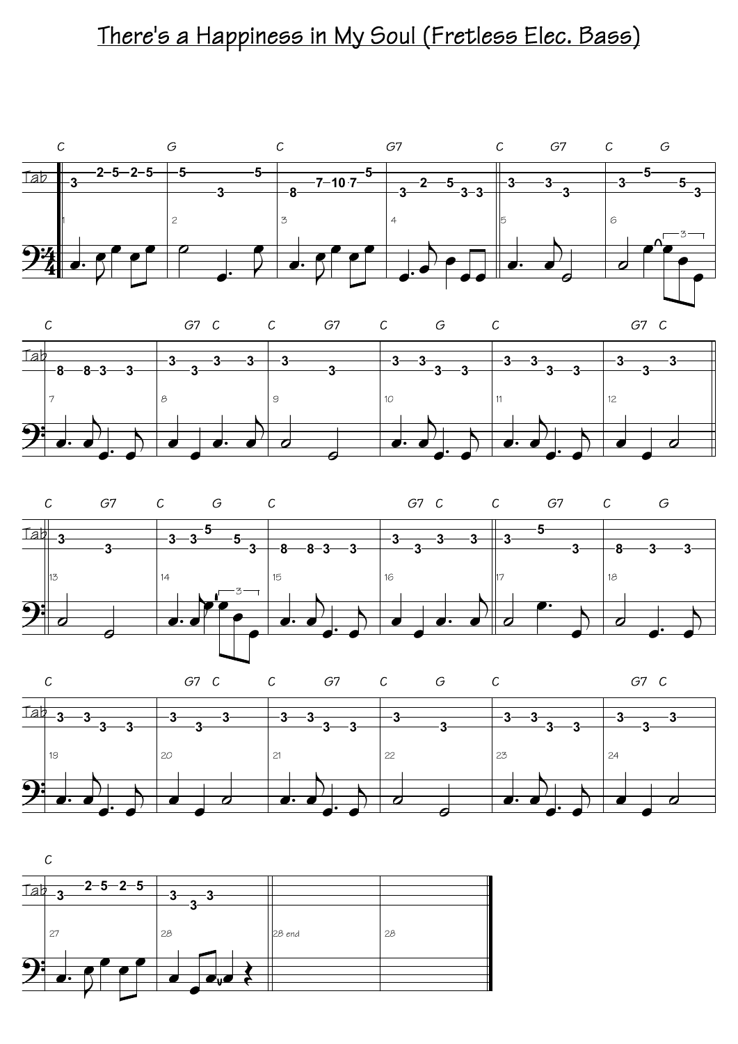# There's a Happiness in My Soul (Fretless Elec. Bass)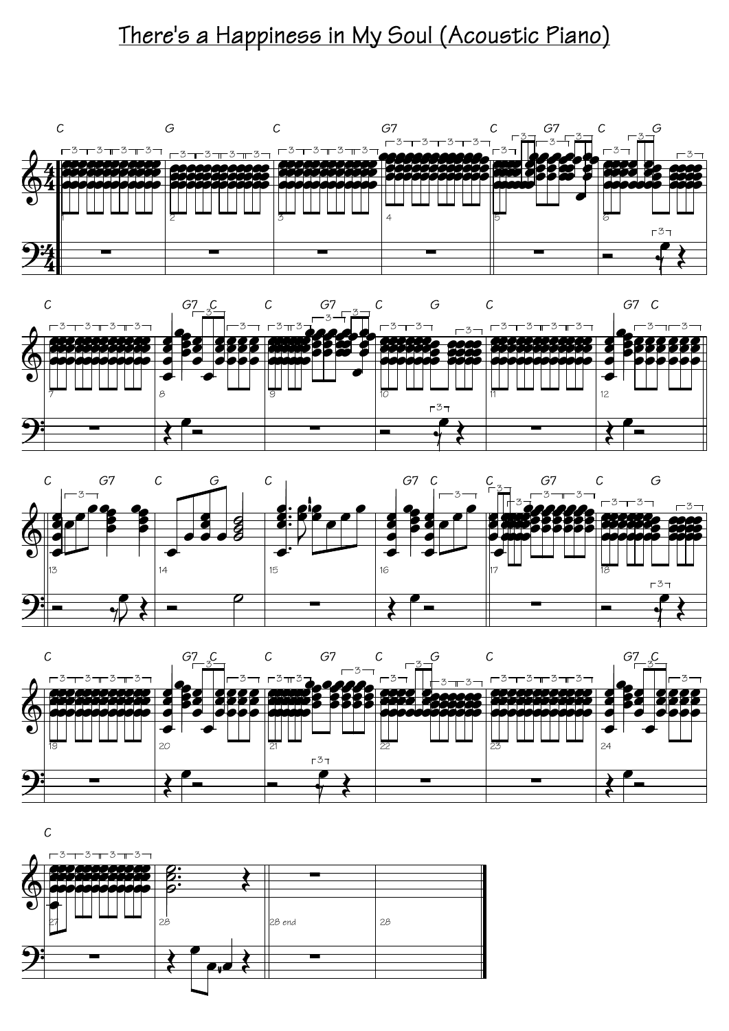# There's a Happiness in My Soul (Acoustic Piano)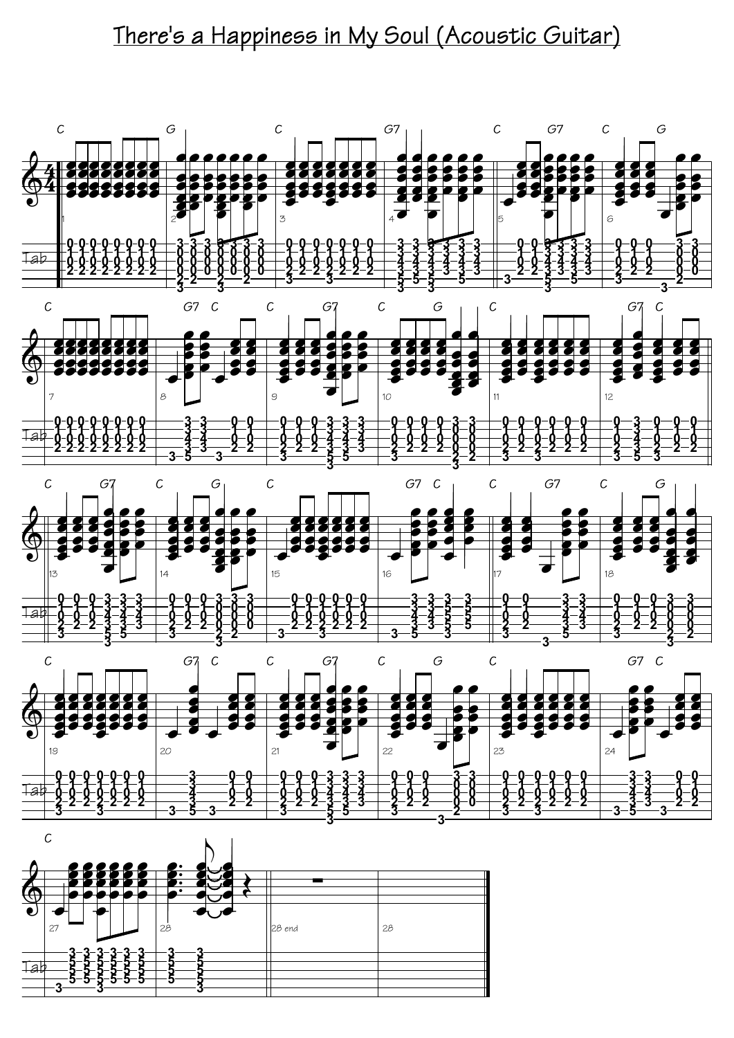# There's a Happiness in My Soul (Acoustic Guitar)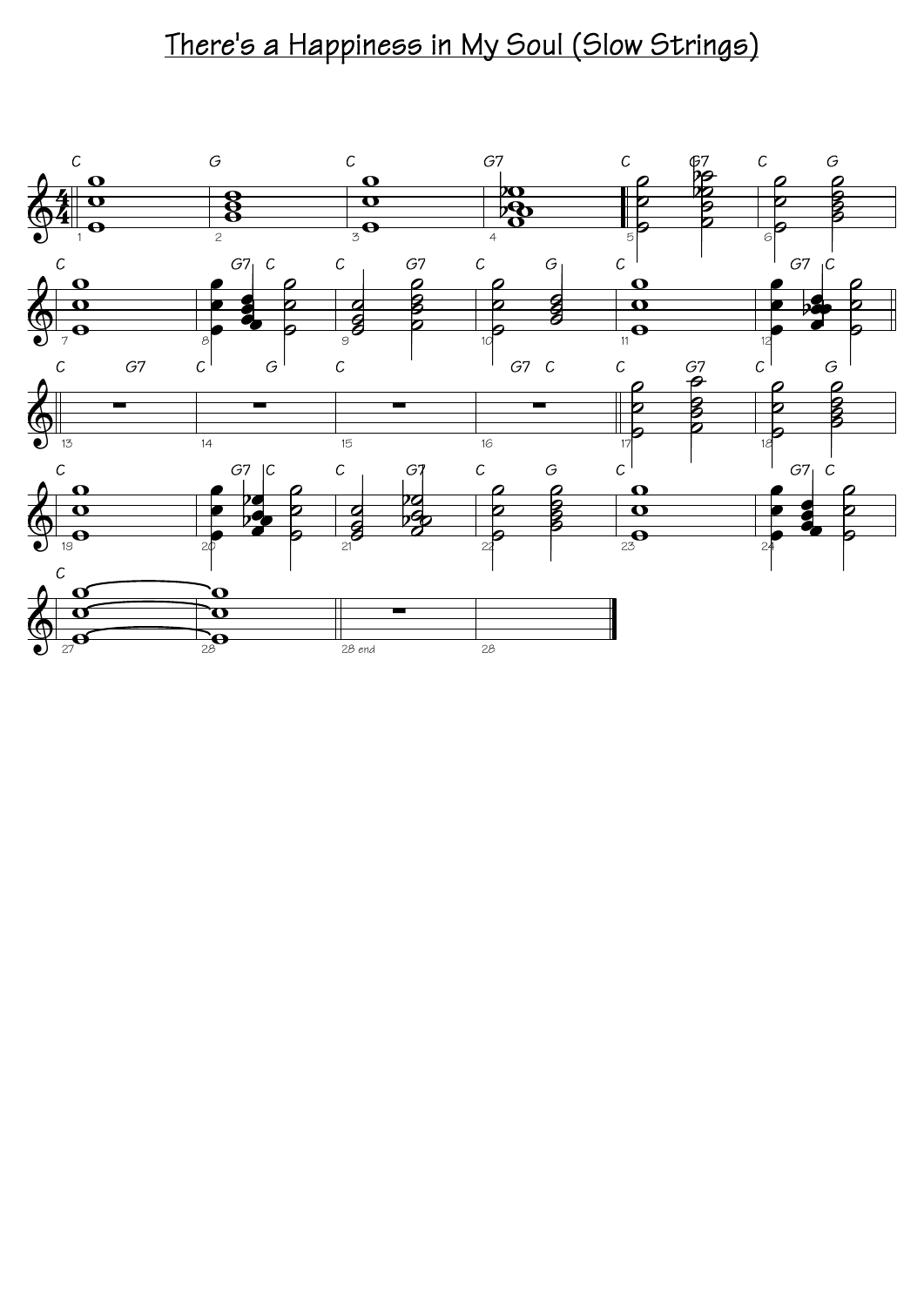# There's a Happiness in My Soul (Slow Strings)